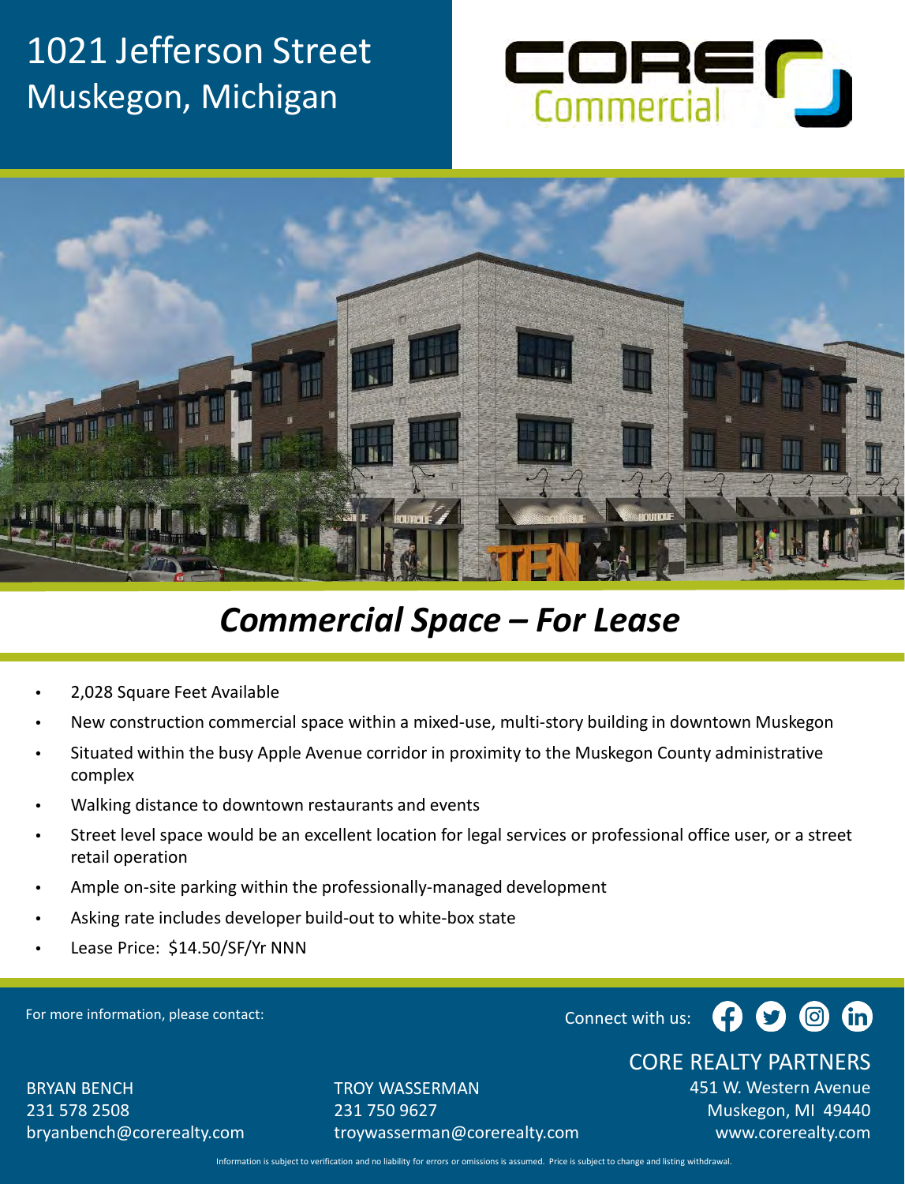# 1021 Jefferson Street
# Muskegon, Michigan

CORE Commercial

## *Commercial Space – For Lease*

- 2,028 Square Feet Available
- New construction commercial space within a mixed-use, multi-story building in downtown Muskegon
- Situated within the busy Apple Avenue corridor in proximity to the Muskegon County administrative complex
- Walking distance to downtown restaurants and events
- Street level space would be an excellent location for legal services or professional office user, or a street retail operation
- Ample on-site parking within the professionally-managed development
- Asking rate includes developer build-out to white-box state
- Lease Price: $14.50/SF/Yr NNN

For more information, please contact:

Connect with us:

BRYAN BENCH
231 578 2508
bryanbench@corerealty.com

TROY WASSERMAN
231 750 9627
troywasserman@corerealty.com

CORE REALTY PARTNERS
451 W. Western Avenue
Muskegon, MI 49440
www.corerealty.com

Information is subject to verification and no liability for errors or omissions is assumed. Price is subject to change and listing withdrawal.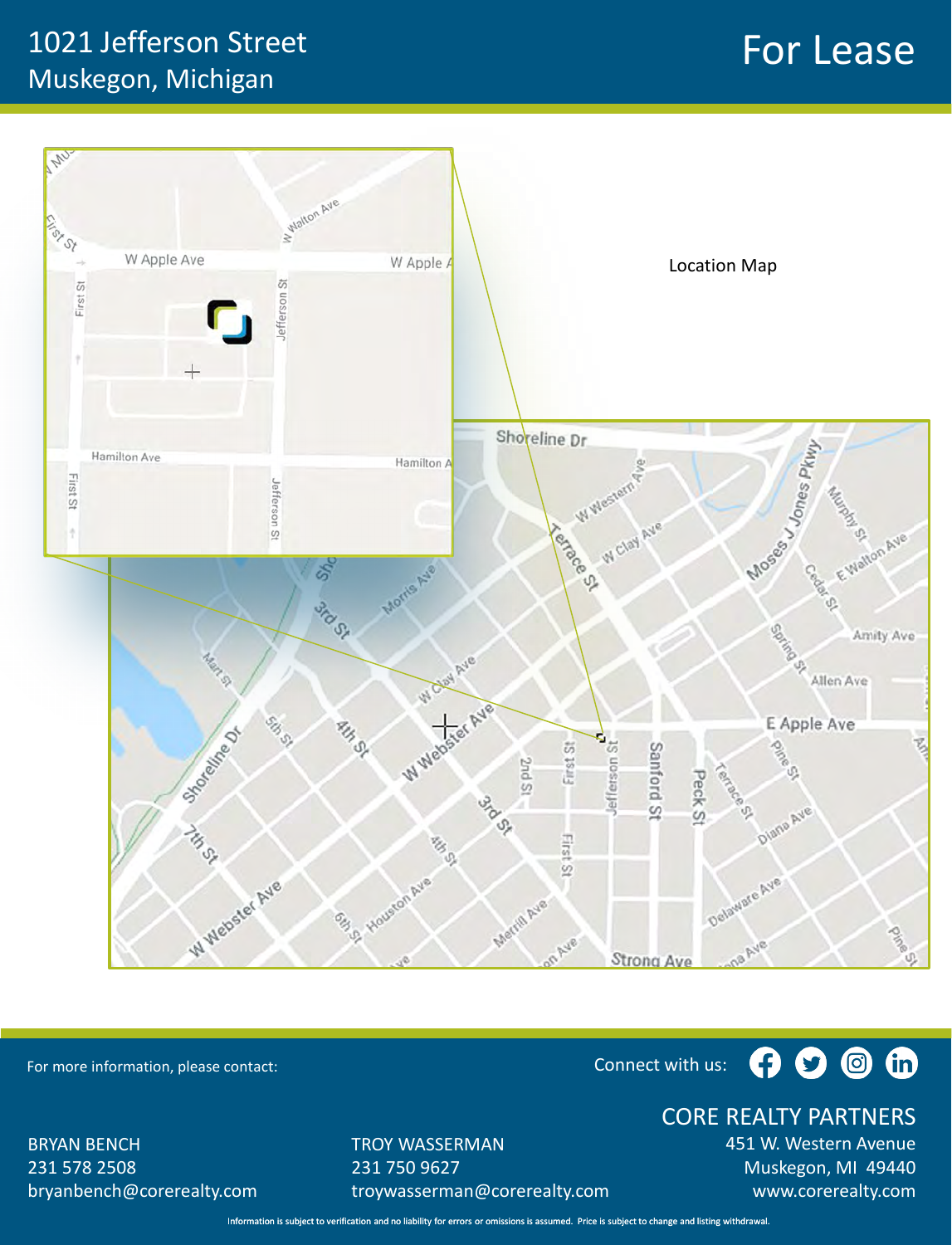# 1021 Jefferson Street
Muskegon, Michigan

## For Lease

Location Map

For more information, please contact:

BRYAN BENCH
231 578 2508
bryanbench@corerealty.com

TROY WASSERMAN
231 750 9627
troywasserman@corerealty.com

Connect with us:

CORE REALTY PARTNERS
451 W. Western Avenue
Muskegon, MI 49440
www.corerealty.com

Information is subject to verification and no liability for errors or omissions is assumed. Price is subject to change and listing withdrawal.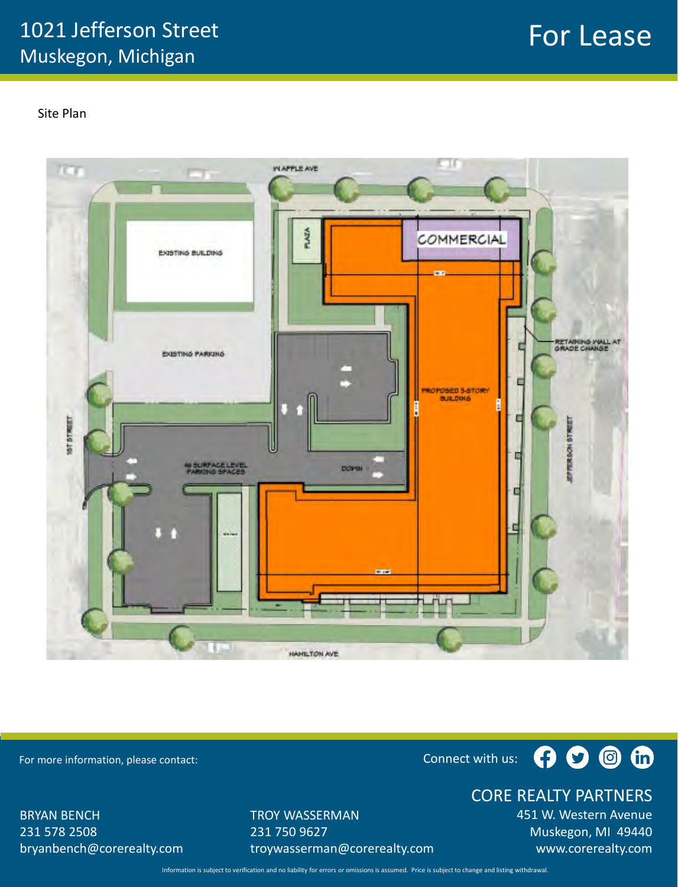# 1021 Jefferson Street
Muskegon, Michigan

**For Lease**

Site Plan

W APPLE AVE

EXISTING BUILDING

PLAZA

COMMERCIAL

EXISTING PARKING

RETAINING WALL AT GRADE CHANGE

PROPOSED 3-STORY BUILDING

1ST STREET

JEFFERSON STREET

46 SURFACE LEVEL PARKING SPACES

DOWN

HAMILTON AVE

For more information, please contact:

Connect with us:

BRYAN BENCH
231 578 2508
bryanbench@corerealty.com

TROY WASSERMAN
231 750 9627
troywasserman@corerealty.com

CORE REALTY PARTNERS
451 W. Western Avenue
Muskegon, MI 49440
www.corerealty.com

Information is subject to verification and no liability for errors or omissions is assumed. Price is subject to change and listing withdrawal.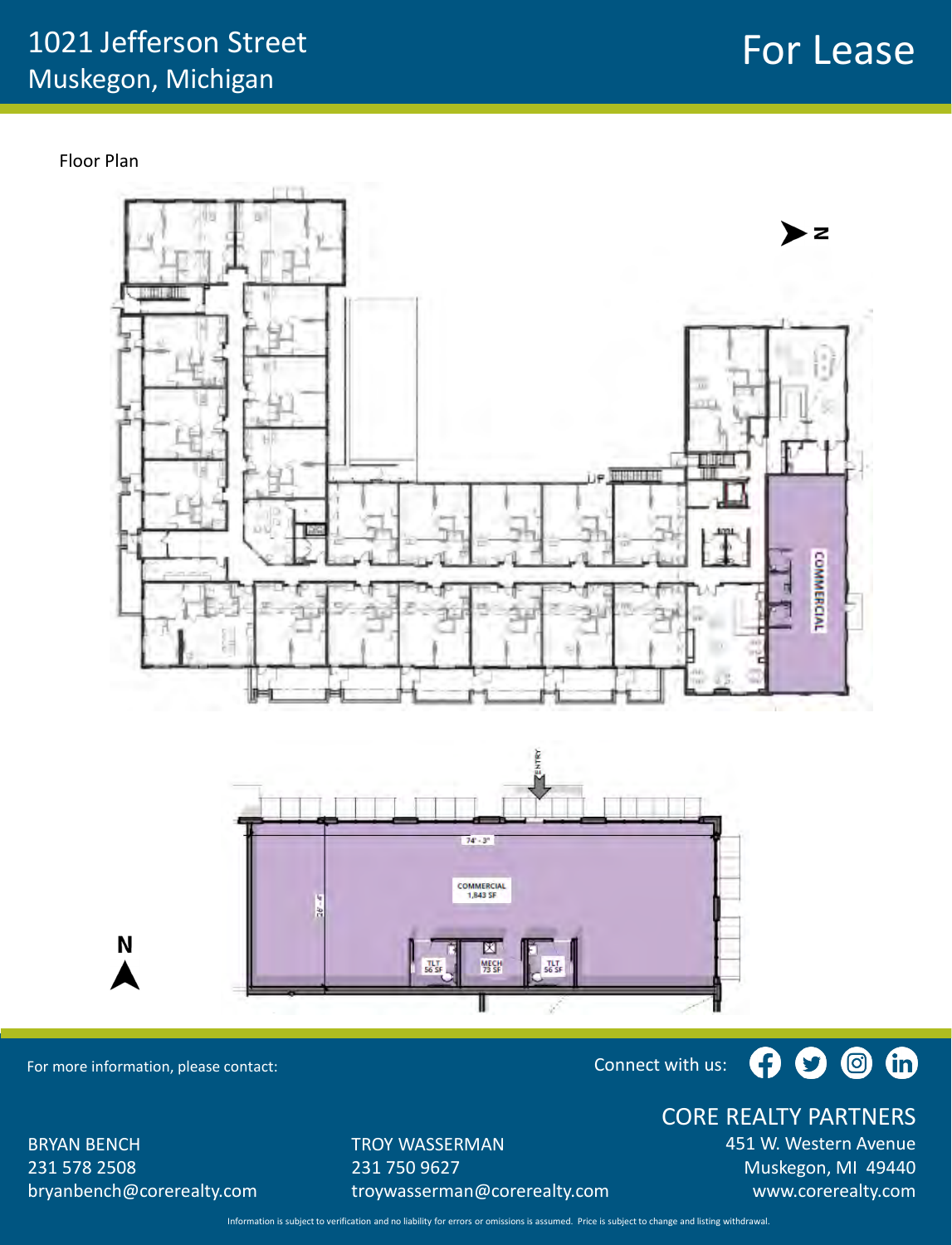# 1021 Jefferson Street
Muskegon, Michigan

## For Lease

Floor Plan

COMMERCIAL

74' - 3"

COMMERCIAL
1,843 SF

ENTRY

TLT 56 SF

MECH 73 SF

TLT 56 SF

N

For more information, please contact:

Connect with us:

BRYAN BENCH
231 578 2508
bryanbench@corerealty.com

TROY WASSERMAN
231 750 9627
troywasserman@corerealty.com

CORE REALTY PARTNERS
451 W. Western Avenue
Muskegon, MI 49440
www.corerealty.com

Information is subject to verification and no liability for errors or omissions is assumed. Price is subject to change and listing withdrawal.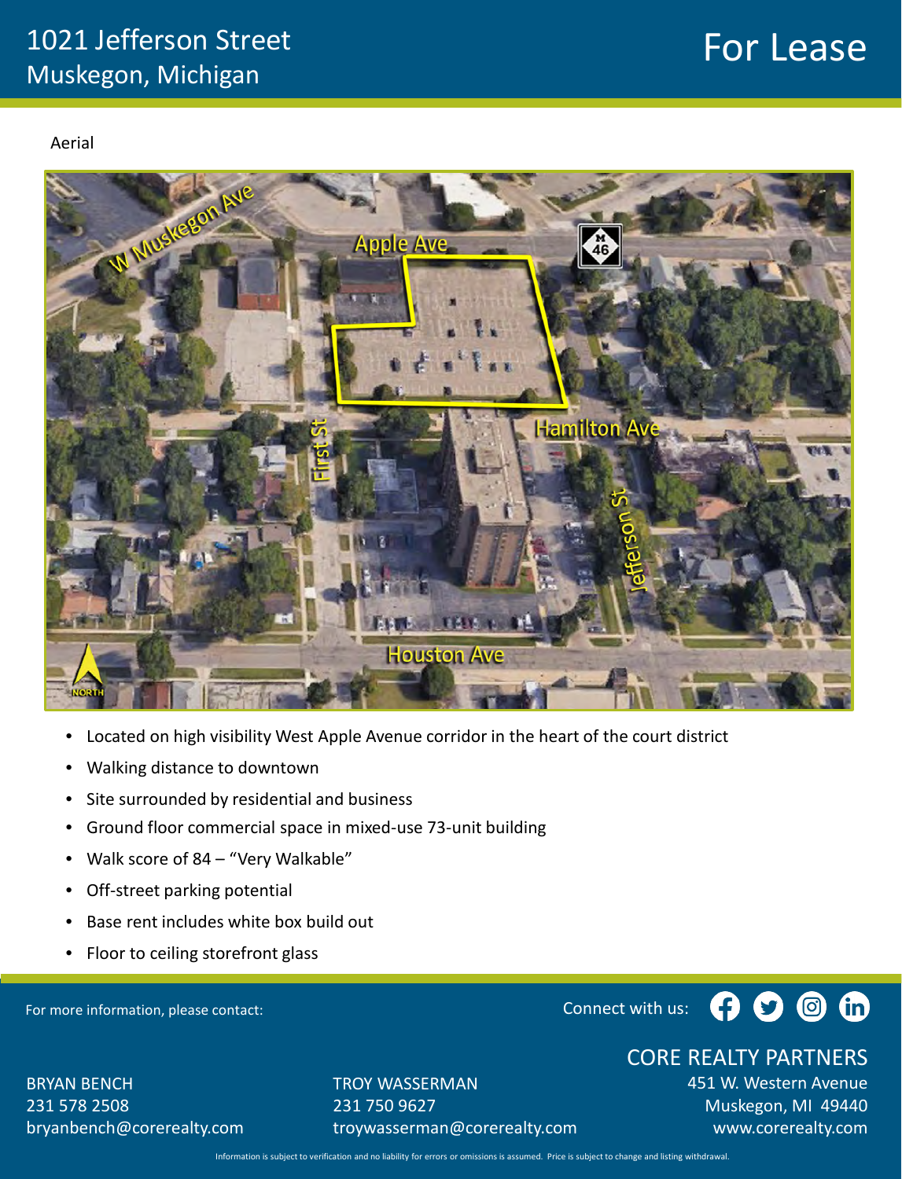# 1021 Jefferson Street
## Muskegon, Michigan

# For Lease

Aerial

W Muskegon Ave
Apple Ave
46
First St
Hamilton Ave
Jefferson St
Houston Ave
NORTH

- Located on high visibility West Apple Avenue corridor in the heart of the court district
- Walking distance to downtown
- Site surrounded by residential and business
- Ground floor commercial space in mixed-use 73-unit building
- Walk score of 84 – "Very Walkable"
- Off-street parking potential
- Base rent includes white box build out
- Floor to ceiling storefront glass

For more information, please contact:

Connect with us:

BRYAN BENCH
231 578 2508
bryanbench@corerealty.com

TROY WASSERMAN
231 750 9627
troywasserman@corerealty.com

CORE REALTY PARTNERS
451 W. Western Avenue
Muskegon, MI 49440
www.corerealty.com

Information is subject to verification and no liability for errors or omissions is assumed. Price is subject to change and listing withdrawal.